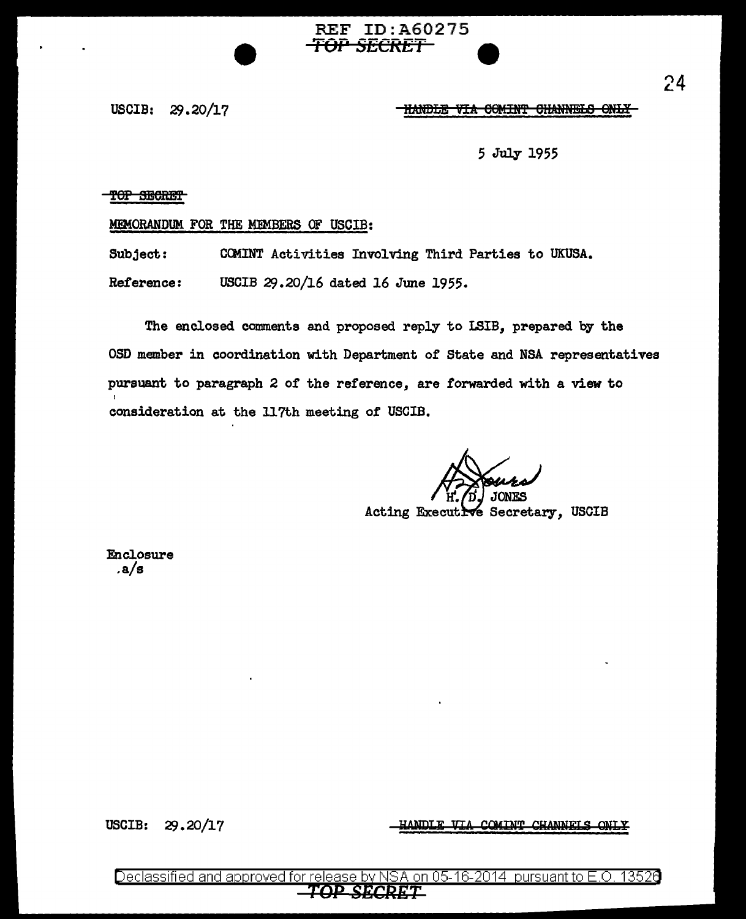REF ID:A60275
~~TOP SECRET~~

USCIB: 29.20/17

~~HANDLE VIA COMINT CHANNELS ONLY~~

5 July 1955

~~TOP SECRET~~

MEMORANDUM FOR THE MEMBERS OF USCIB:

Subject: COMINT Activities Involving Third Parties to UKUSA.

Reference: USCIB 29.20/16 dated 16 June 1955.

The enclosed comments and proposed reply to LSIB, prepared by the OSD member in coordination with Department of State and NSA representatives pursuant to paragraph 2 of the reference, are forwarded with a view to consideration at the 117th meeting of USCIB.

H. D. JONES
Acting Executive Secretary, USCIB

Enclosure
a/s

USCIB: 29.20/17

~~HANDLE VIA COMINT CHANNELS ONLY~~

Declassified and approved for release by NSA on 05-16-2014 pursuant to E.O. 13526

~~TOP SECRET~~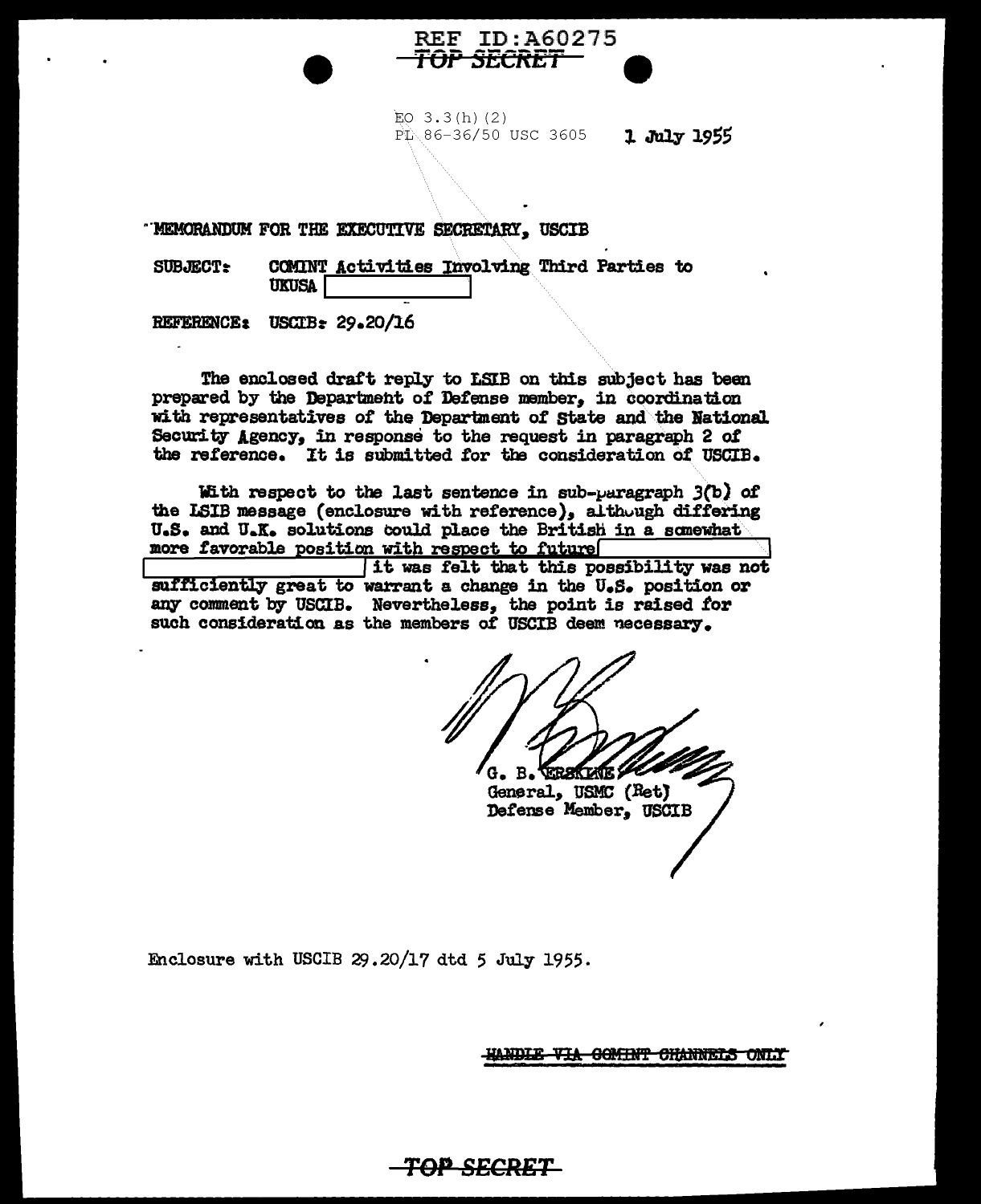REF ID:A60275

~~TOP SECRET~~

EO 3.3(h)(2)
PL 86-36/50 USC 3605

1 July 1955

MEMORANDUM FOR THE EXECUTIVE SECRETARY, USCIB

SUBJECT: COMINT Activities Involving Third Parties to UKUSA [          ]

REFERENCE: USCIB: 29.20/16

The enclosed draft reply to LSIB on this subject has been prepared by the Department of Defense member, in coordination with representatives of the Department of State and the National Security Agency, in response to the request in paragraph 2 of the reference. It is submitted for the consideration of USCIB.

With respect to the last sentence in sub-paragraph 3(b) of the LSIB message (enclosure with reference), although differing U.S. and U.K. solutions could place the British in a somewhat more favorable position with respect to future [          ] [          ] it was felt that this possibility was not sufficiently great to warrant a change in the U.S. position or any comment by USCIB. Nevertheless, the point is raised for such consideration as the members of USCIB deem necessary.

G. B. ERSKINE
General, USMC (Ret)
Defense Member, USCIB

Enclosure with USCIB 29.20/17 dtd 5 July 1955.

~~HANDLE VIA COMINT CHANNELS ONLY~~

~~TOP SECRET~~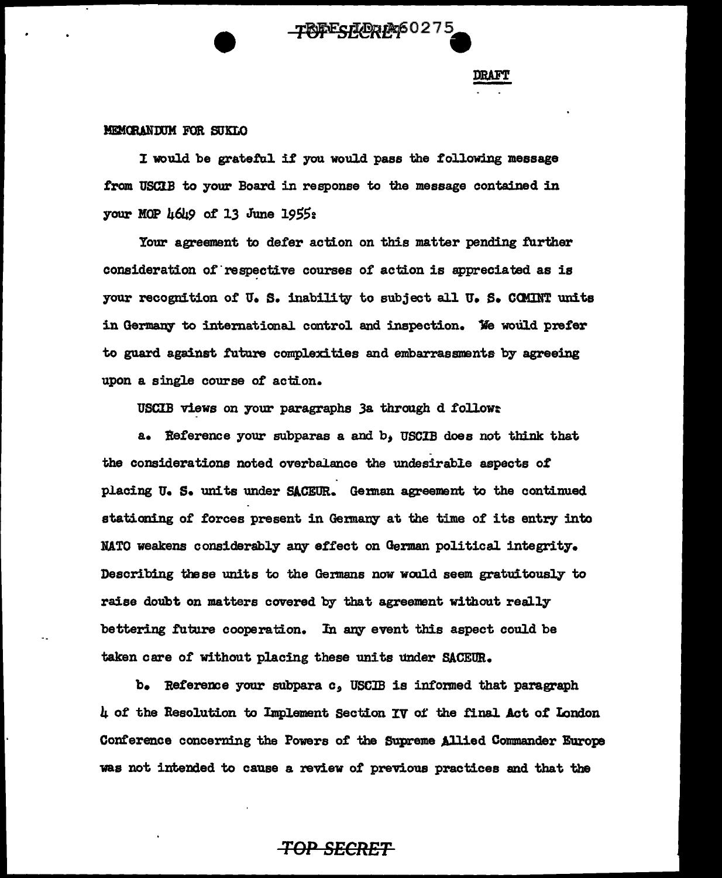DRAFT

MEMORANDUM FOR SUKLO

I would be grateful if you would pass the following message from USCIB to your Board in response to the message contained in your MOP 4649 of 13 June 1955:

Your agreement to defer action on this matter pending further consideration of respective courses of action is appreciated as is your recognition of U. S. inability to subject all U. S. COMINT units in Germany to international control and inspection. We would prefer to guard against future complexities and embarrassments by agreeing upon a single course of action.

USCIB views on your paragraphs 3a through d follow:

a. Reference your subparas a and b, USCIB does not think that the considerations noted overbalance the undesirable aspects of placing U. S. units under SACEUR. German agreement to the continued stationing of forces present in Germany at the time of its entry into NATO weakens considerably any effect on German political integrity. Describing these units to the Germans now would seem gratuitously to raise doubt on matters covered by that agreement without really bettering future cooperation. In any event this aspect could be taken care of without placing these units under SACEUR.

b. Reference your subpara c, USCIB is informed that paragraph 4 of the Resolution to Implement Section IV of the final Act of London Conference concerning the Powers of the Supreme Allied Commander Europe was not intended to cause a review of previous practices and that the

TOP SECRET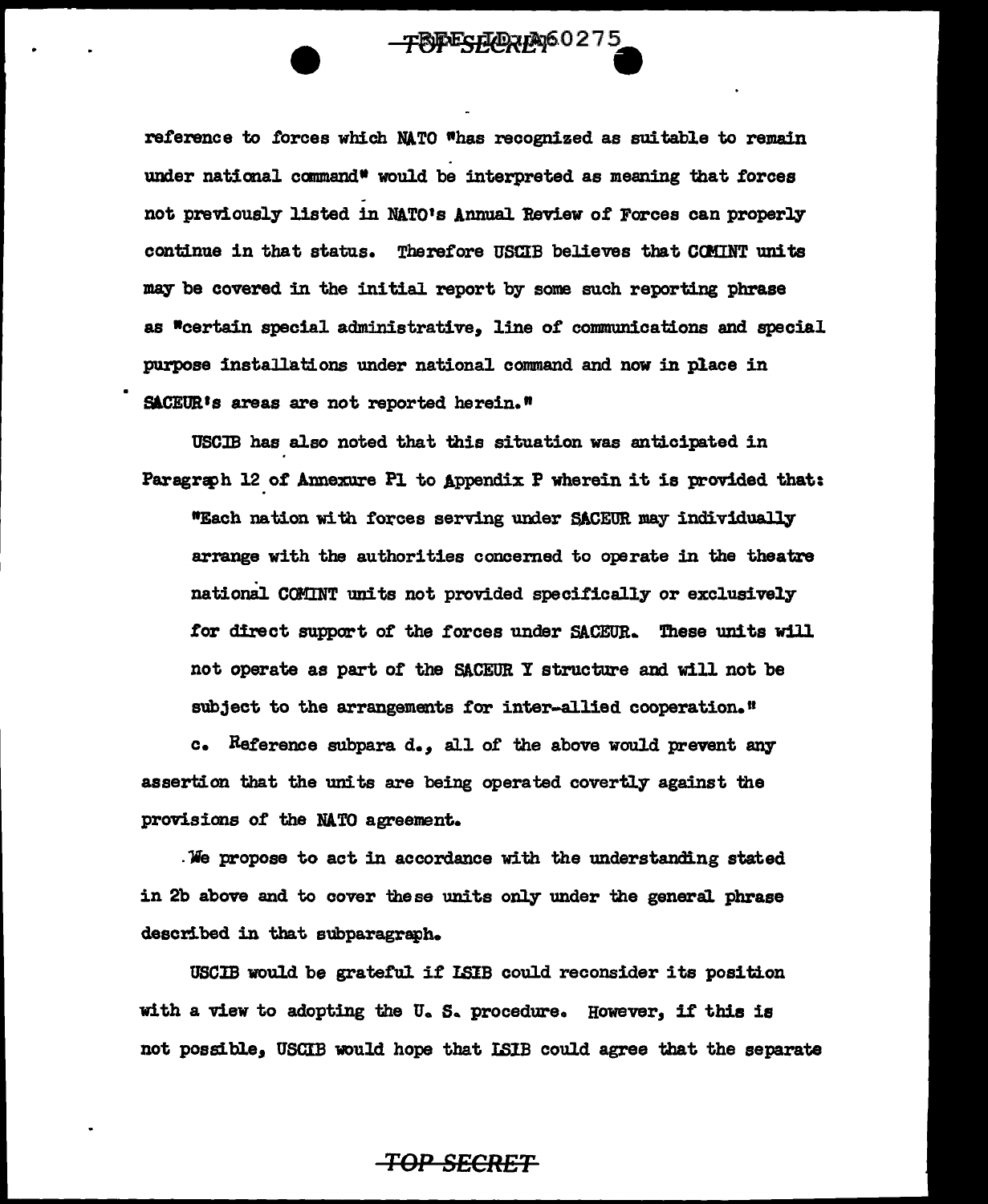reference to forces which NATO "has recognized as suitable to remain under national command" would be interpreted as meaning that forces not previously listed in NATO's Annual Review of Forces can properly continue in that status. Therefore USCIB believes that COMINT units may be covered in the initial report by some such reporting phrase as "certain special administrative, line of communications and special purpose installations under national command and now in place in SACEUR's areas are not reported herein."

USCIB has also noted that this situation was anticipated in Paragraph 12 of Annexure P1 to Appendix P wherein it is provided that:

"Each nation with forces serving under SACEUR may individually arrange with the authorities concerned to operate in the theatre national COMINT units not provided specifically or exclusively for direct support of the forces under SACEUR. These units will not operate as part of the SACEUR Y structure and will not be subject to the arrangements for inter-allied cooperation."

c. Reference subpara d., all of the above would prevent any assertion that the units are being operated covertly against the provisions of the NATO agreement.

We propose to act in accordance with the understanding stated in 2b above and to cover these units only under the general phrase described in that subparagraph.

USCIB would be grateful if LSIB could reconsider its position with a view to adopting the U. S. procedure. However, if this is not possible, USCIB would hope that LSIB could agree that the separate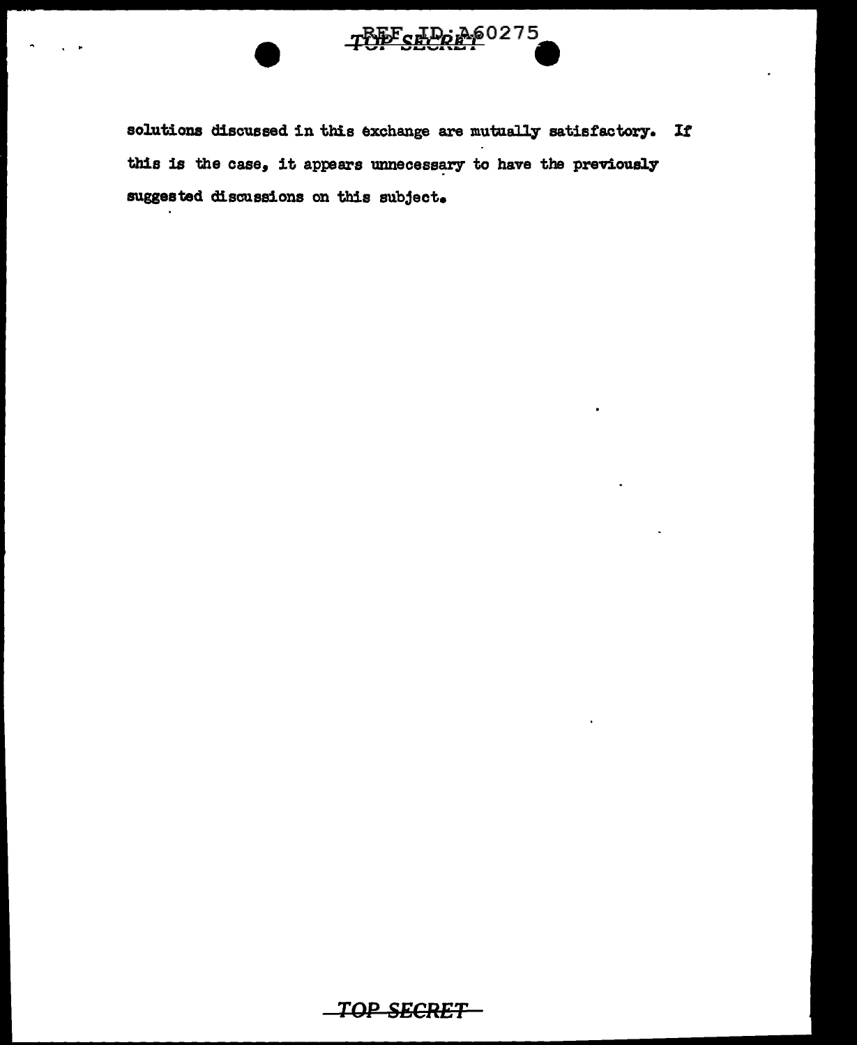solutions discussed in this exchange are mutually satisfactory. If this is the case, it appears unnecessary to have the previously suggested discussions on this subject.